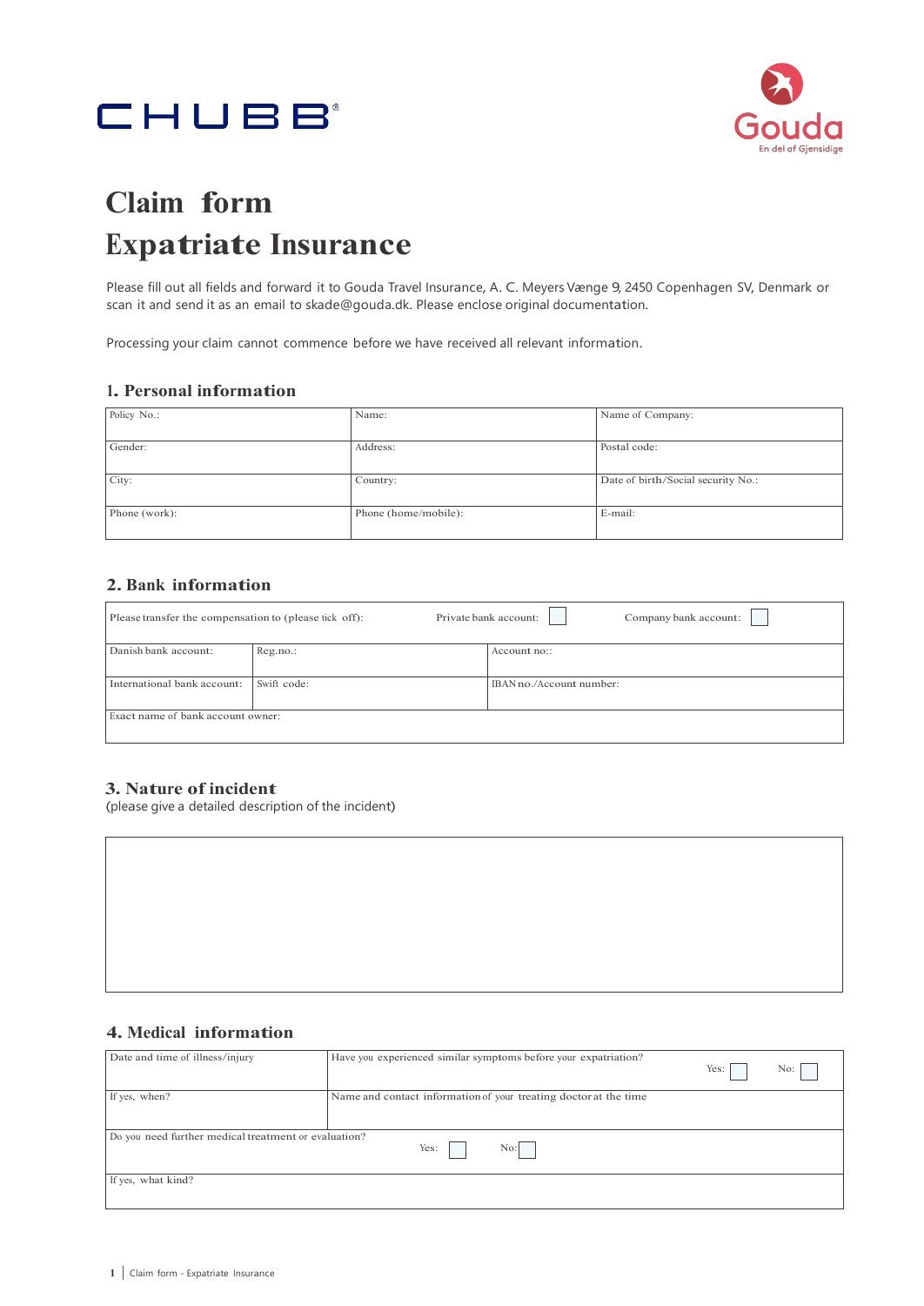CHUBB®

Gouda
En del af Gjensidige

# Claim form
# Expatriate Insurance

Please fill out all fields and forward it to Gouda Travel Insurance, A. C. Meyers Vænge 9, 2450 Copenhagen SV, Denmark or scan it and send it as an email to skade@gouda.dk. Please enclose original documentation.

Processing your claim cannot commence before we have received all relevant information.

## 1. Personal information

| Policy No.: | Name: | Name of Company: |
|---|---|---|
| Gender: | Address: | Postal code: |
| City: | Country: | Date of birth/Social security No.: |
| Phone (work): | Phone (home/mobile): | E-mail: |

## 2. Bank information

| Please transfer the compensation to (please tick off): | | Private bank account: ☐ | Company bank account: ☐ |
|---|---|---|---|
| Danish bank account: | Reg.no.: | Account no:: | |
| International bank account: | Swift code: | IBAN no./Account number: | |
| Exact name of bank account owner: | | | |

## 3. Nature of incident

(please give a detailed description of the incident)

| |
|---|
| |

## 4. Medical information

| Date and time of illness/injury | Have you experienced similar symptoms before your expatriation? Yes: ☐ No: ☐ |
|---|---|
| If yes, when? | Name and contact information of your treating doctor at the time |
| Do you need further medical treatment or evaluation? Yes: ☐ No: ☐ | |
| If yes, what kind? | |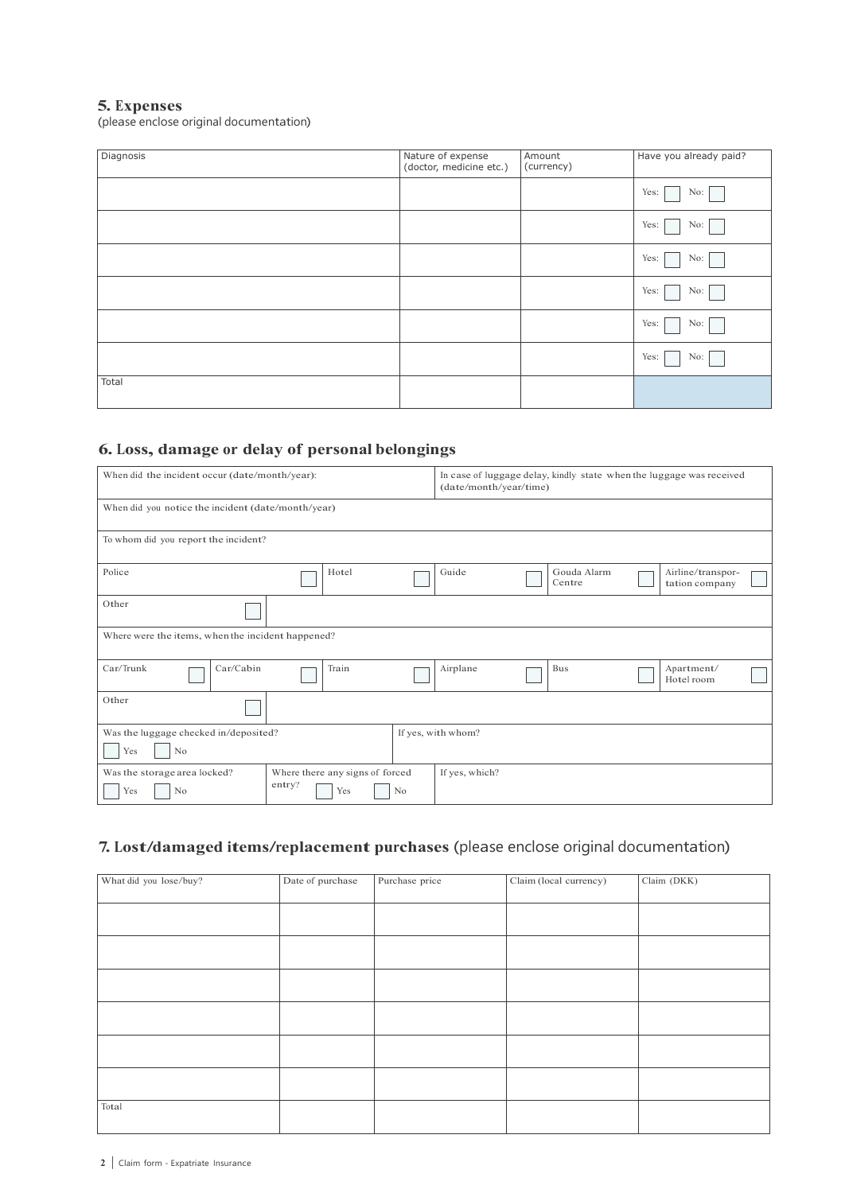## 5. Expenses

(please enclose original documentation)

| Diagnosis | Nature of expense (doctor, medicine etc.) | Amount (currency) | Have you already paid? |
|---|---|---|---|
| | | | Yes: ☐ No: ☐ |
| | | | Yes: ☐ No: ☐ |
| | | | Yes: ☐ No: ☐ |
| | | | Yes: ☐ No: ☐ |
| | | | Yes: ☐ No: ☐ |
| | | | Yes: ☐ No: ☐ |
| Total | | | |

## 6. Loss, damage or delay of personal belongings

| | | | | | | | | | |
|---|---|---|---|---|---|---|---|---|---|
| When did the incident occur (date/month/year): | | | | | | In case of luggage delay, kindly state when the luggage was received (date/month/year/time) | | | |
| When did you notice the incident (date/month/year) | | | | | | | | | |
| To whom did you report the incident? | | | | | | | | | |
| Police | ☐ | | Hotel | ☐ | | Guide ☐ | Gouda Alarm Centre ☐ | | Airline/transportation company ☐ |
| Other | ☐ | | | | | | | | |
| Where were the items, when the incident happened? | | | | | | | | | |
| Car/Trunk ☐ | Car/Cabin ☐ | | Train | ☐ | | Airplane ☐ | Bus ☐ | | Apartment/ Hotel room ☐ |
| Other | ☐ | | | | | | | | |
| Was the luggage checked in/deposited? ☐ Yes ☐ No | | | | If yes, with whom? | | | | | |
| Was the storage area locked? ☐ Yes ☐ No | | Where there any signs of forced entry? ☐ Yes ☐ No | | | | If yes, which? | | | |

## 7. Lost/damaged items/replacement purchases (please enclose original documentation)

| What did you lose/buy? | Date of purchase | Purchase price | Claim (local currency) | Claim (DKK) |
|---|---|---|---|---|
| | | | | |
| | | | | |
| | | | | |
| | | | | |
| | | | | |
| | | | | |
| Total | | | | |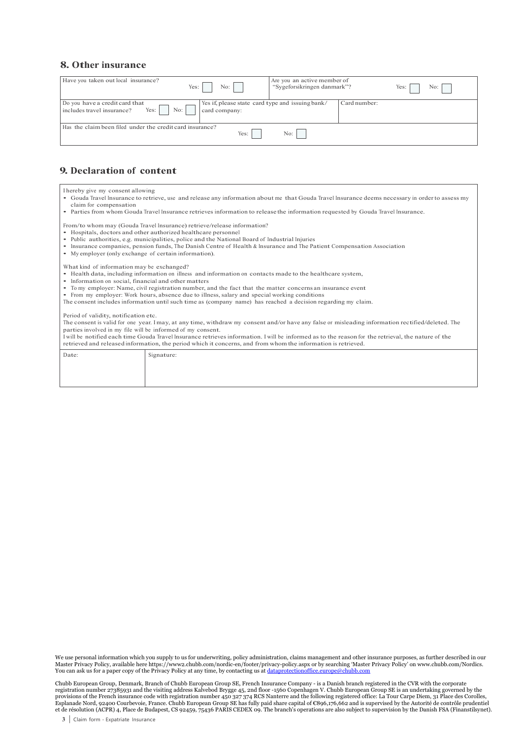## 8. Other insurance

| | | | |
|---|---|---|---|
| Have you taken out local insurance? Yes: ☐ No: ☐ | | Are you an active member of "Sygeforsikringen danmark"? Yes: ☐ No: ☐ | |
| Do you have a credit card that includes travel insurance? Yes: ☐ No: ☐ | Yes if, please state card type and issuing bank/ card company: | | Card number: |
| Has the claim been filed under the credit card insurance? Yes: ☐ No: ☐ | | | |

## 9. Declaration of content

I hereby give my consent allowing

- Gouda Travel Insurance to retrieve, use and release any information about me that Gouda Travel Insurance deems necessary in order to assess my claim for compensation
- Parties from whom Gouda Travel Insurance retrieves information to release the information requested by Gouda Travel Insurance.

From/to whom may (Gouda Travel Insurance) retrieve/release information?

- Hospitals, doctors and other authorized healthcare personnel
- Public authorities, e.g. municipalities, police and the National Board of Industrial Injuries
- Insurance companies, pension funds, The Danish Centre of Health & Insurance and The Patient Compensation Association
- My employer (only exchange of certain information).

What kind of information may be exchanged?

- Health data, including information on illness and information on contacts made to the healthcare system,
- Information on social, financial and other matters
- To my employer: Name, civil registration number, and the fact that the matter concerns an insurance event
- From my employer: Work hours, absence due to illness, salary and special working conditions

The consent includes information until such time as (company name) has reached a decision regarding my claim.

Period of validity, notification etc.

The consent is valid for one year. I may, at any time, withdraw my consent and/or have any false or misleading information rectified/deleted. The parties involved in my file will be informed of my consent.

I will be notified each time Gouda Travel Insurance retrieves information. I will be informed as to the reason for the retrieval, the nature of the retrieved and released information, the period which it concerns, and from whom the information is retrieved.

| | |
|---|---|
| Date: | Signature: |

We use personal information which you supply to us for underwriting, policy administration, claims management and other insurance purposes, as further described in our Master Privacy Policy, available here https://www2.chubb.com/nordic-en/footer/privacy-policy.aspx or by searching 'Master Privacy Policy' on www.chubb.com/Nordics. You can ask us for a paper copy of the Privacy Policy at any time, by contacting us at dataprotectionoffice.europe@chubb.com

Chubb European Group, Denmark, Branch of Chubb European Group SE, French Insurance Company - is a Danish branch registered in the CVR with the corporate registration number 27385931 and the visiting address Kalvebod Brygge 45, 2nd floor -1560 Copenhagen V. Chubb European Group SE is an undertaking governed by the provisions of the French insurance code with registration number 450 327 374 RCS Nanterre and the following registered office: La Tour Carpe Diem, 31 Place des Corolles, Esplanade Nord, 92400 Courbevoie, France. Chubb European Group SE has fully paid share capital of €896,176,662 and is supervised by the Autorité de contrôle prudentiel et de résolution (ACPR) 4, Place de Budapest, CS 92459, 75436 PARIS CEDEX 09. The branch's operations are also subject to supervision by the Danish FSA (Finanstilsynet).